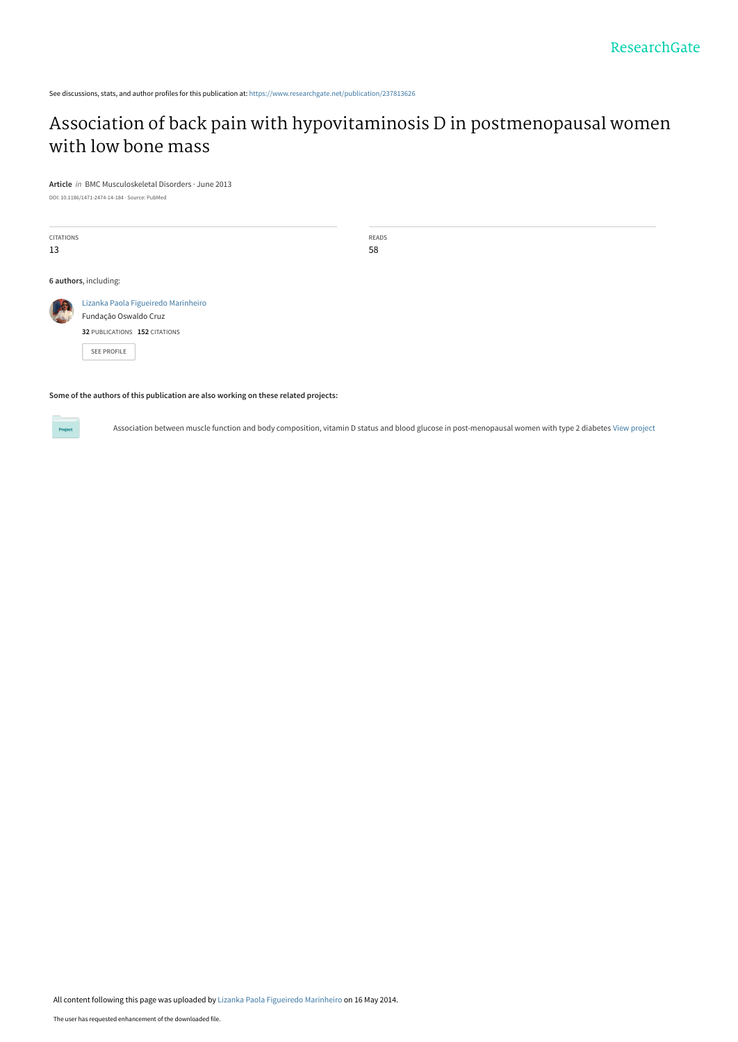See discussions, stats, and author profiles for this publication at: https://www.researchgate.net/publication/237813626

# Association of back pain with hypovitaminosis D in postmenopausal women with low bone mass

**Article** *in* BMC Musculoskeletal Disorders · June 2013

DOI: 10.1186/1471-2474-14-184 · Source: PubMed

| CITATIONS | READS |
| --- | --- |
| 13 | 58 |

**6 authors**, including:

Lizanka Paola Figueiredo Marinheiro
Fundação Oswaldo Cruz
**32** PUBLICATIONS **152** CITATIONS

SEE PROFILE

**Some of the authors of this publication are also working on these related projects:**

Project: Association between muscle function and body composition, vitamin D status and blood glucose in post-menopausal women with type 2 diabetes View project

All content following this page was uploaded by Lizanka Paola Figueiredo Marinheiro on 16 May 2014.

The user has requested enhancement of the downloaded file.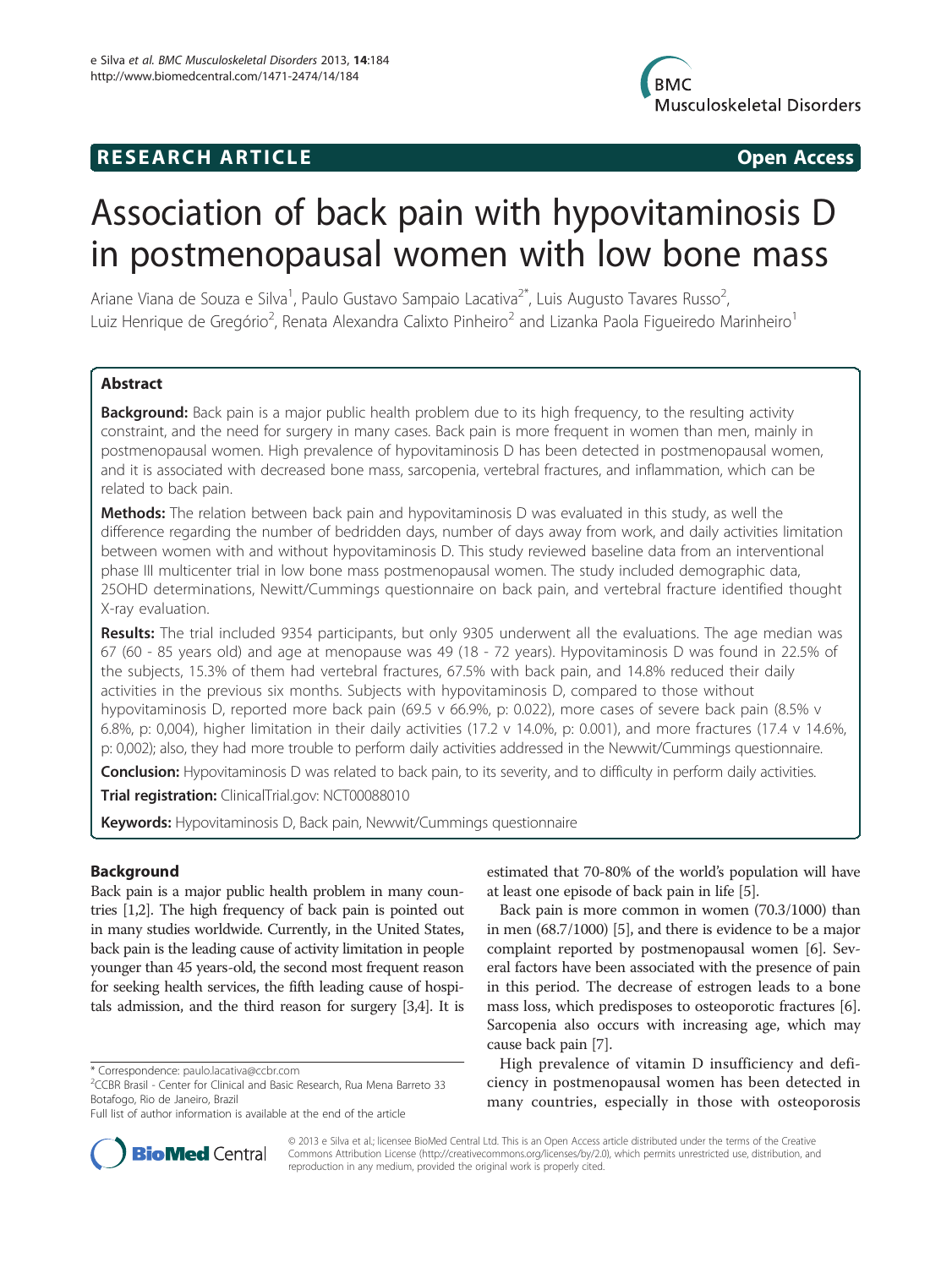# RESEARCH ARTICLE

**Open Access**

# Association of back pain with hypovitaminosis D in postmenopausal women with low bone mass

Ariane Viana de Souza e Silva[1], Paulo Gustavo Sampaio Lacativa[2*], Luis Augusto Tavares Russo[2], Luiz Henrique de Gregório[2], Renata Alexandra Calixto Pinheiro[2] and Lizanka Paola Figueiredo Marinheiro[1]

## Abstract

**Background:** Back pain is a major public health problem due to its high frequency, to the resulting activity constraint, and the need for surgery in many cases. Back pain is more frequent in women than men, mainly in postmenopausal women. High prevalence of hypovitaminosis D has been detected in postmenopausal women, and it is associated with decreased bone mass, sarcopenia, vertebral fractures, and inflammation, which can be related to back pain.

**Methods:** The relation between back pain and hypovitaminosis D was evaluated in this study, as well the difference regarding the number of bedridden days, number of days away from work, and daily activities limitation between women with and without hypovitaminosis D. This study reviewed baseline data from an interventional phase III multicenter trial in low bone mass postmenopausal women. The study included demographic data, 25OHD determinations, Newitt/Cummings questionnaire on back pain, and vertebral fracture identified thought X-ray evaluation.

**Results:** The trial included 9354 participants, but only 9305 underwent all the evaluations. The age median was 67 (60 - 85 years old) and age at menopause was 49 (18 - 72 years). Hypovitaminosis D was found in 22.5% of the subjects, 15.3% of them had vertebral fractures, 67.5% with back pain, and 14.8% reduced their daily activities in the previous six months. Subjects with hypovitaminosis D, compared to those without hypovitaminosis D, reported more back pain (69.5 v 66.9%, p: 0.022), more cases of severe back pain (8.5% v 6.8%, p: 0,004), higher limitation in their daily activities (17.2 v 14.0%, p: 0.001), and more fractures (17.4 v 14.6%, p: 0,002); also, they had more trouble to perform daily activities addressed in the Newwit/Cummings questionnaire.

**Conclusion:** Hypovitaminosis D was related to back pain, to its severity, and to difficulty in perform daily activities.

**Trial registration:** ClinicalTrial.gov: NCT00088010

**Keywords:** Hypovitaminosis D, Back pain, Newwit/Cummings questionnaire

## Background

Back pain is a major public health problem in many countries [1,2]. The high frequency of back pain is pointed out in many studies worldwide. Currently, in the United States, back pain is the leading cause of activity limitation in people younger than 45 years-old, the second most frequent reason for seeking health services, the fifth leading cause of hospitals admission, and the third reason for surgery [3,4]. It is estimated that 70-80% of the world's population will have at least one episode of back pain in life [5].

Back pain is more common in women (70.3/1000) than in men (68.7/1000) [5], and there is evidence to be a major complaint reported by postmenopausal women [6]. Several factors have been associated with the presence of pain in this period. The decrease of estrogen leads to a bone mass loss, which predisposes to osteoporotic fractures [6]. Sarcopenia also occurs with increasing age, which may cause back pain [7].

High prevalence of vitamin D insufficiency and deficiency in postmenopausal women has been detected in many countries, especially in those with osteoporosis

\* Correspondence: paulo.lacativa@ccbr.com
[2]CCBR Brasil - Center for Clinical and Basic Research, Rua Mena Barreto 33 Botafogo, Rio de Janeiro, Brazil
Full list of author information is available at the end of the article

© 2013 e Silva et al.; licensee BioMed Central Ltd. This is an Open Access article distributed under the terms of the Creative Commons Attribution License (http://creativecommons.org/licenses/by/2.0), which permits unrestricted use, distribution, and reproduction in any medium, provided the original work is properly cited.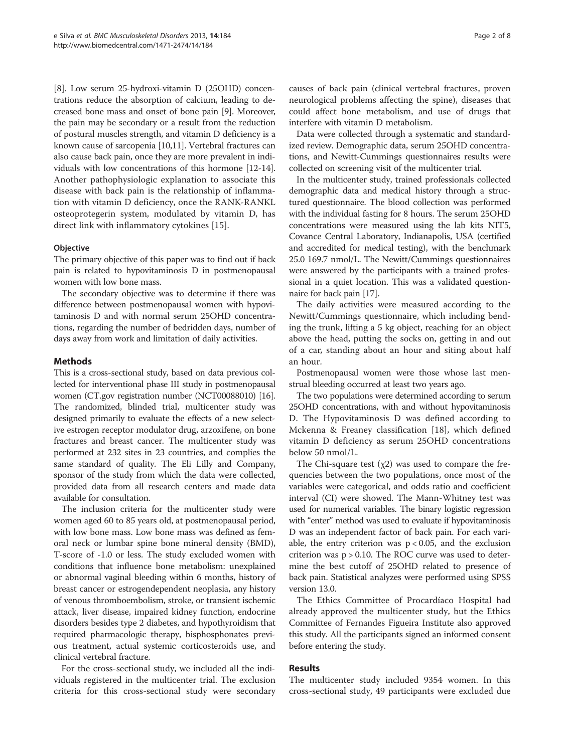[8]. Low serum 25-hydroxi-vitamin D (25OHD) concentrations reduce the absorption of calcium, leading to decreased bone mass and onset of bone pain [9]. Moreover, the pain may be secondary or a result from the reduction of postural muscles strength, and vitamin D deficiency is a known cause of sarcopenia [10,11]. Vertebral fractures can also cause back pain, once they are more prevalent in individuals with low concentrations of this hormone [12-14]. Another pathophysiologic explanation to associate this disease with back pain is the relationship of inflammation with vitamin D deficiency, once the RANK-RANKL osteoprotegerin system, modulated by vitamin D, has direct link with inflammatory cytokines [15].

#### Objective

The primary objective of this paper was to find out if back pain is related to hypovitaminosis D in postmenopausal women with low bone mass.

The secondary objective was to determine if there was difference between postmenopausal women with hypovitaminosis D and with normal serum 25OHD concentrations, regarding the number of bedridden days, number of days away from work and limitation of daily activities.

## Methods

This is a cross-sectional study, based on data previous collected for interventional phase III study in postmenopausal women (CT.gov registration number (NCT00088010) [16]. The randomized, blinded trial, multicenter study was designed primarily to evaluate the effects of a new selective estrogen receptor modulator drug, arzoxifene, on bone fractures and breast cancer. The multicenter study was performed at 232 sites in 23 countries, and complies the same standard of quality. The Eli Lilly and Company, sponsor of the study from which the data were collected, provided data from all research centers and made data available for consultation.

The inclusion criteria for the multicenter study were women aged 60 to 85 years old, at postmenopausal period, with low bone mass. Low bone mass was defined as femoral neck or lumbar spine bone mineral density (BMD), T-score of -1.0 or less. The study excluded women with conditions that influence bone metabolism: unexplained or abnormal vaginal bleeding within 6 months, history of breast cancer or estrogendependent neoplasia, any history of venous thromboembolism, stroke, or transient ischemic attack, liver disease, impaired kidney function, endocrine disorders besides type 2 diabetes, and hypothyroidism that required pharmacologic therapy, bisphosphonates previous treatment, actual systemic corticosteroids use, and clinical vertebral fracture.

For the cross-sectional study, we included all the individuals registered in the multicenter trial. The exclusion criteria for this cross-sectional study were secondary causes of back pain (clinical vertebral fractures, proven neurological problems affecting the spine), diseases that could affect bone metabolism, and use of drugs that interfere with vitamin D metabolism.

Data were collected through a systematic and standardized review. Demographic data, serum 25OHD concentrations, and Newitt-Cummings questionnaires results were collected on screening visit of the multicenter trial.

In the multicenter study, trained professionals collected demographic data and medical history through a structured questionnaire. The blood collection was performed with the individual fasting for 8 hours. The serum 25OHD concentrations were measured using the lab kits NIT5, Covance Central Laboratory, Indianapolis, USA (certified and accredited for medical testing), with the benchmark 25.0 169.7 nmol/L. The Newitt/Cummings questionnaires were answered by the participants with a trained professional in a quiet location. This was a validated questionnaire for back pain [17].

The daily activities were measured according to the Newitt/Cummings questionnaire, which including bending the trunk, lifting a 5 kg object, reaching for an object above the head, putting the socks on, getting in and out of a car, standing about an hour and siting about half an hour.

Postmenopausal women were those whose last menstrual bleeding occurred at least two years ago.

The two populations were determined according to serum 25OHD concentrations, with and without hypovitaminosis D. The Hypovitaminosis D was defined according to Mckenna & Freaney classification [18], which defined vitamin D deficiency as serum 25OHD concentrations below 50 nmol/L.

The Chi-square test ($\chi 2$) was used to compare the frequencies between the two populations, once most of the variables were categorical, and odds ratio and coefficient interval (CI) were showed. The Mann-Whitney test was used for numerical variables. The binary logistic regression with "enter" method was used to evaluate if hypovitaminosis D was an independent factor of back pain. For each variable, the entry criterion was $p < 0.05$, and the exclusion criterion was $p > 0.10$. The ROC curve was used to determine the best cutoff of 25OHD related to presence of back pain. Statistical analyzes were performed using SPSS version 13.0.

The Ethics Committee of Procardíaco Hospital had already approved the multicenter study, but the Ethics Committee of Fernandes Figueira Institute also approved this study. All the participants signed an informed consent before entering the study.

## Results

The multicenter study included 9354 women. In this cross-sectional study, 49 participants were excluded due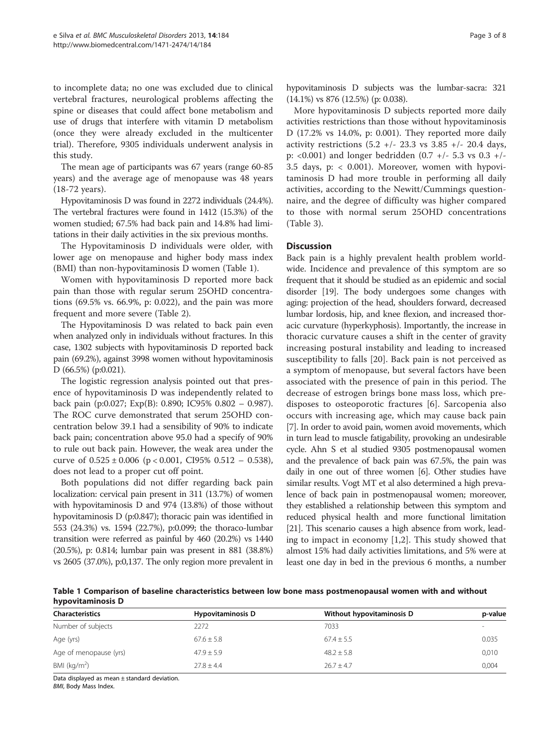to incomplete data; no one was excluded due to clinical vertebral fractures, neurological problems affecting the spine or diseases that could affect bone metabolism and use of drugs that interfere with vitamin D metabolism (once they were already excluded in the multicenter trial). Therefore, 9305 individuals underwent analysis in this study.

The mean age of participants was 67 years (range 60-85 years) and the average age of menopause was 48 years (18-72 years).

Hypovitaminosis D was found in 2272 individuals (24.4%). The vertebral fractures were found in 1412 (15.3%) of the women studied; 67.5% had back pain and 14.8% had limitations in their daily activities in the six previous months.

The Hypovitaminosis D individuals were older, with lower age on menopause and higher body mass index (BMI) than non-hypovitaminosis D women (Table 1).

Women with hypovitaminosis D reported more back pain than those with regular serum 25OHD concentrations (69.5% vs. 66.9%, p: 0.022), and the pain was more frequent and more severe (Table 2).

The Hypovitaminosis D was related to back pain even when analyzed only in individuals without fractures. In this case, 1302 subjects with hypovitaminosis D reported back pain (69.2%), against 3998 women without hypovitaminosis D (66.5%) (p:0.021).

The logistic regression analysis pointed out that presence of hypovitaminosis D was independently related to back pain (p:0.027; Exp(B): 0.890; IC95% 0.802 – 0.987). The ROC curve demonstrated that serum 25OHD concentration below 39.1 had a sensibility of 90% to indicate back pain; concentration above 95.0 had a specify of 90% to rule out back pain. However, the weak area under the curve of $0.525 \pm 0.006$ ($p < 0.001$, CI95% 0.512 – 0.538), does not lead to a proper cut off point.

Both populations did not differ regarding back pain localization: cervical pain present in 311 (13.7%) of women with hypovitaminosis D and 974 (13.8%) of those without hypovitaminosis D (p:0.847); thoracic pain was identified in 553 (24.3%) vs. 1594 (22.7%), p:0.099; the thoraco-lumbar transition were referred as painful by 460 (20.2%) vs 1440 (20.5%), p: 0.814; lumbar pain was present in 881 (38.8%) vs 2605 (37.0%), p:0,137. The only region more prevalent in hypovitaminosis D subjects was the lumbar-sacra: 321 (14.1%) vs 876 (12.5%) (p: 0.038).

More hypovitaminosis D subjects reported more daily activities restrictions than those without hypovitaminosis D (17.2% vs 14.0%, p: 0.001). They reported more daily activity restrictions (5.2 +/- 23.3 vs 3.85 +/- 20.4 days, p: <0.001) and longer bedridden (0.7 +/- 5.3 vs 0.3 +/- 3.5 days, p: < 0.001). Moreover, women with hypovitaminosis D had more trouble in performing all daily activities, according to the Newitt/Cummings questionnaire, and the degree of difficulty was higher compared to those with normal serum 25OHD concentrations (Table 3).

## Discussion

Back pain is a highly prevalent health problem worldwide. Incidence and prevalence of this symptom are so frequent that it should be studied as an epidemic and social disorder [19]. The body undergoes some changes with aging: projection of the head, shoulders forward, decreased lumbar lordosis, hip, and knee flexion, and increased thoracic curvature (hyperkyphosis). Importantly, the increase in thoracic curvature causes a shift in the center of gravity increasing postural instability and leading to increased susceptibility to falls [20]. Back pain is not perceived as a symptom of menopause, but several factors have been associated with the presence of pain in this period. The decrease of estrogen brings bone mass loss, which predisposes to osteoporotic fractures [6]. Sarcopenia also occurs with increasing age, which may cause back pain [7]. In order to avoid pain, women avoid movements, which in turn lead to muscle fatigability, provoking an undesirable cycle. Ahn S et al studied 9305 postmenopausal women and the prevalence of back pain was 67.5%, the pain was daily in one out of three women [6]. Other studies have similar results. Vogt MT et al also determined a high prevalence of back pain in postmenopausal women; moreover, they established a relationship between this symptom and reduced physical health and more functional limitation [21]. This scenario causes a high absence from work, leading to impact in economy [1,2]. This study showed that almost 15% had daily activities limitations, and 5% were at least one day in bed in the previous 6 months, a number

**Table 1 Comparison of baseline characteristics between low bone mass postmenopausal women with and without hypovitaminosis D**

| Characteristics | Hypovitaminosis D | Without hypovitaminosis D | p-value |
|---|---|---|---|
| Number of subjects | 2272 | 7033 | - |
| Age (yrs) | $67.6 \pm 5.8$ | $67.4 \pm 5.5$ | 0.035 |
| Age of menopause (yrs) | $47.9 \pm 5.9$ | $48.2 \pm 5.8$ | 0,010 |
| BMI (kg/m$^2$) | $27.8 \pm 4.4$ | $26.7 \pm 4.7$ | 0,004 |

Data displayed as mean ± standard deviation.
*BMI*, Body Mass Index.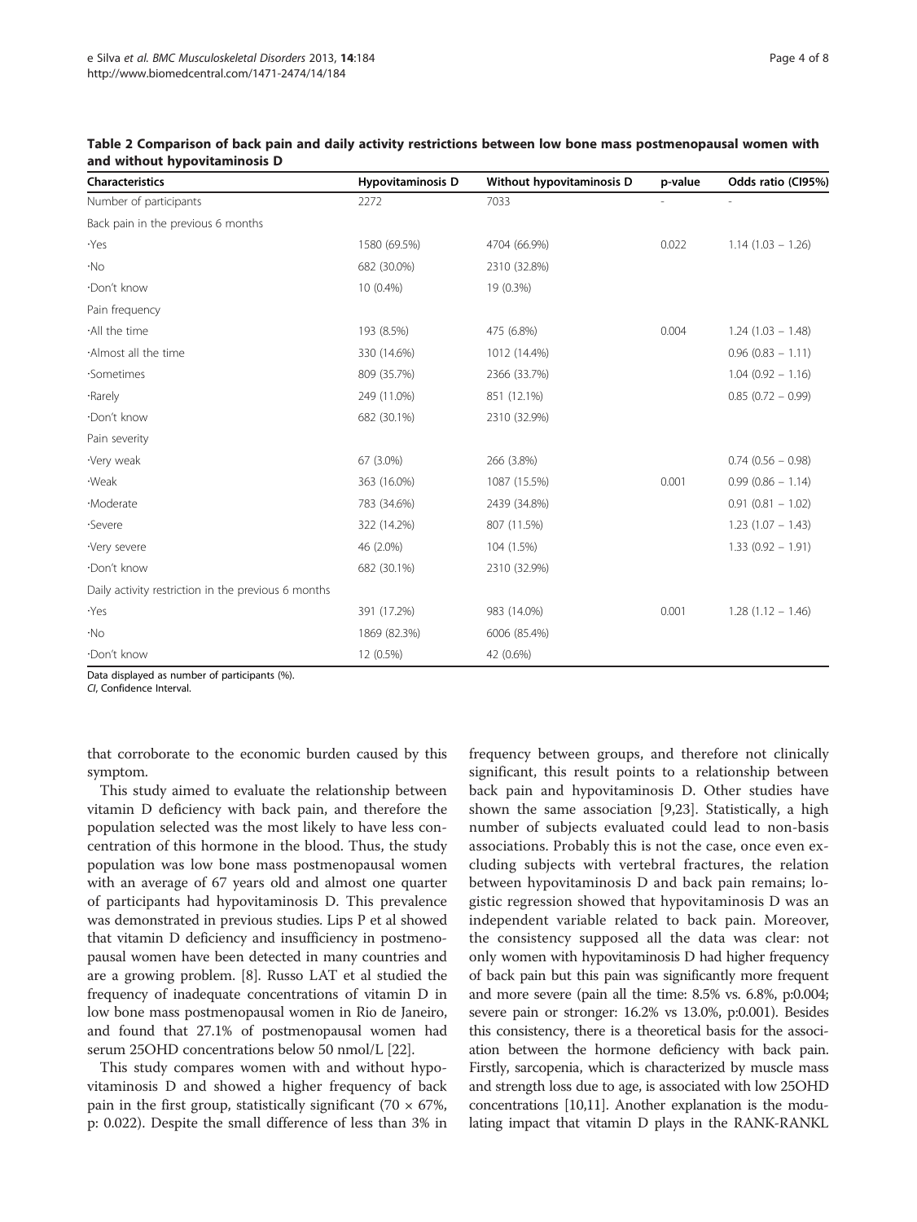**Table 2 Comparison of back pain and daily activity restrictions between low bone mass postmenopausal women with and without hypovitaminosis D**

| Characteristics | Hypovitaminosis D | Without hypovitaminosis D | p-value | Odds ratio (CI95%) |
|---|---|---|---|---|
| Number of participants | 2272 | 7033 | - | - |
| Back pain in the previous 6 months | | | | |
| ·Yes | 1580 (69.5%) | 4704 (66.9%) | 0.022 | 1.14 (1.03 – 1.26) |
| ·No | 682 (30.0%) | 2310 (32.8%) | | |
| ·Don't know | 10 (0.4%) | 19 (0.3%) | | |
| Pain frequency | | | | |
| ·All the time | 193 (8.5%) | 475 (6.8%) | 0.004 | 1.24 (1.03 – 1.48) |
| ·Almost all the time | 330 (14.6%) | 1012 (14.4%) | | 0.96 (0.83 – 1.11) |
| ·Sometimes | 809 (35.7%) | 2366 (33.7%) | | 1.04 (0.92 – 1.16) |
| ·Rarely | 249 (11.0%) | 851 (12.1%) | | 0.85 (0.72 – 0.99) |
| ·Don't know | 682 (30.1%) | 2310 (32.9%) | | |
| Pain severity | | | | |
| ·Very weak | 67 (3.0%) | 266 (3.8%) | | 0.74 (0.56 – 0.98) |
| ·Weak | 363 (16.0%) | 1087 (15.5%) | 0.001 | 0.99 (0.86 – 1.14) |
| ·Moderate | 783 (34.6%) | 2439 (34.8%) | | 0.91 (0.81 – 1.02) |
| ·Severe | 322 (14.2%) | 807 (11.5%) | | 1.23 (1.07 – 1.43) |
| ·Very severe | 46 (2.0%) | 104 (1.5%) | | 1.33 (0.92 – 1.91) |
| ·Don't know | 682 (30.1%) | 2310 (32.9%) | | |
| Daily activity restriction in the previous 6 months | | | | |
| ·Yes | 391 (17.2%) | 983 (14.0%) | 0.001 | 1.28 (1.12 – 1.46) |
| ·No | 1869 (82.3%) | 6006 (85.4%) | | |
| ·Don't know | 12 (0.5%) | 42 (0.6%) | | |

Data displayed as number of participants (%).
*CI*, Confidence Interval.

that corroborate to the economic burden caused by this symptom.

This study aimed to evaluate the relationship between vitamin D deficiency with back pain, and therefore the population selected was the most likely to have less concentration of this hormone in the blood. Thus, the study population was low bone mass postmenopausal women with an average of 67 years old and almost one quarter of participants had hypovitaminosis D. This prevalence was demonstrated in previous studies. Lips P et al showed that vitamin D deficiency and insufficiency in postmenopausal women have been detected in many countries and are a growing problem. [8]. Russo LAT et al studied the frequency of inadequate concentrations of vitamin D in low bone mass postmenopausal women in Rio de Janeiro, and found that 27.1% of postmenopausal women had serum 25OHD concentrations below 50 nmol/L [22].

This study compares women with and without hypovitaminosis D and showed a higher frequency of back pain in the first group, statistically significant ($70 \times 67\%$, p: 0.022). Despite the small difference of less than 3% in frequency between groups, and therefore not clinically significant, this result points to a relationship between back pain and hypovitaminosis D. Other studies have shown the same association [9,23]. Statistically, a high number of subjects evaluated could lead to non-basis associations. Probably this is not the case, once even excluding subjects with vertebral fractures, the relation between hypovitaminosis D and back pain remains; logistic regression showed that hypovitaminosis D was an independent variable related to back pain. Moreover, the consistency supposed all the data was clear: not only women with hypovitaminosis D had higher frequency of back pain but this pain was significantly more frequent and more severe (pain all the time: 8.5% vs. 6.8%, p:0.004; severe pain or stronger: 16.2% vs 13.0%, p:0.001). Besides this consistency, there is a theoretical basis for the association between the hormone deficiency with back pain. Firstly, sarcopenia, which is characterized by muscle mass and strength loss due to age, is associated with low 25OHD concentrations [10,11]. Another explanation is the modulating impact that vitamin D plays in the RANK-RANKL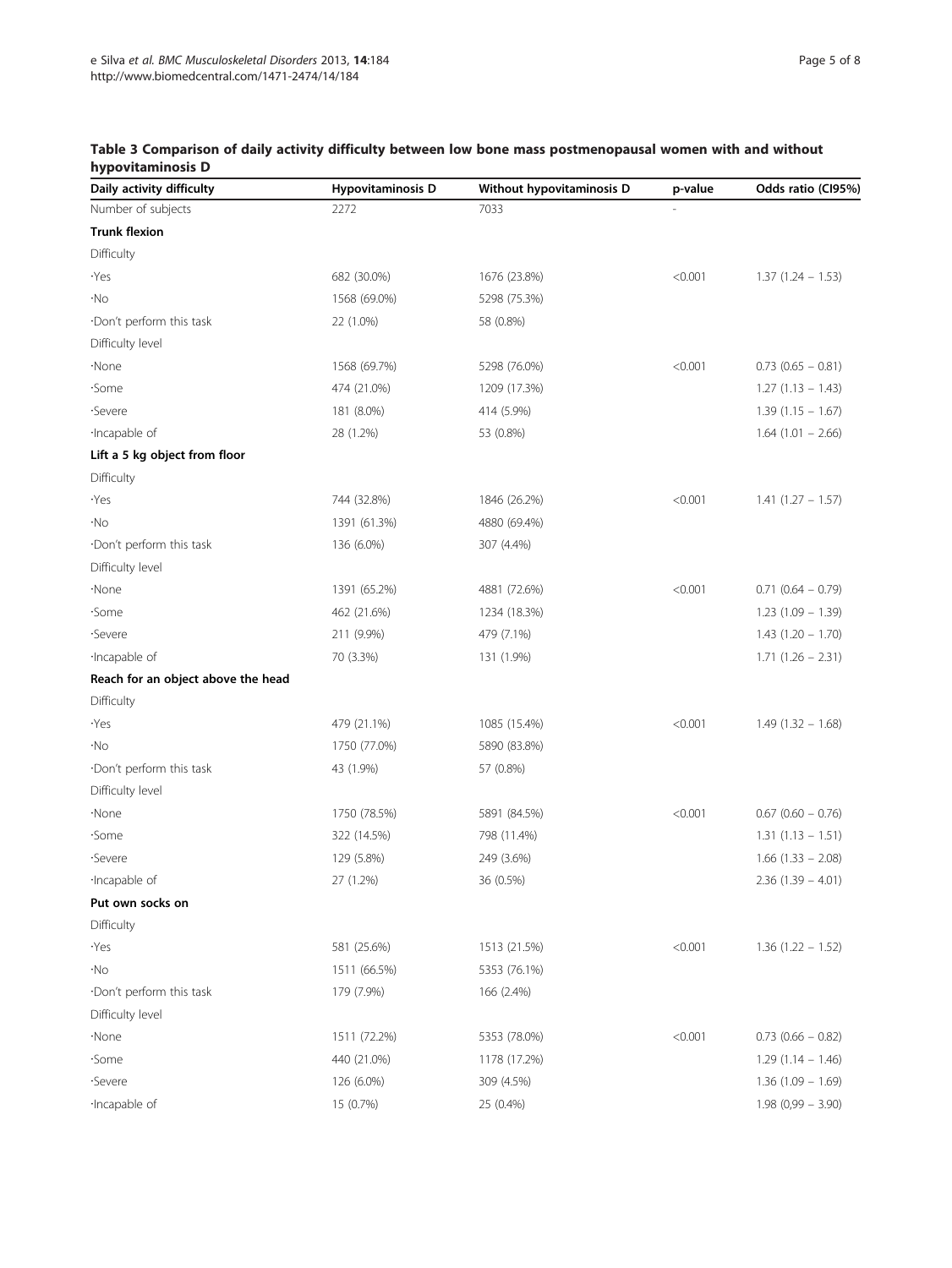**Table 3 Comparison of daily activity difficulty between low bone mass postmenopausal women with and without hypovitaminosis D**

| Daily activity difficulty | Hypovitaminosis D | Without hypovitaminosis D | p-value | Odds ratio (CI95%) |
|---|---|---|---|---|
| Number of subjects | 2272 | 7033 | - | |
| **Trunk flexion** | | | | |
| Difficulty | | | | |
| ·Yes | 682 (30.0%) | 1676 (23.8%) | <0.001 | 1.37 (1.24 – 1.53) |
| ·No | 1568 (69.0%) | 5298 (75.3%) | | |
| ·Don't perform this task | 22 (1.0%) | 58 (0.8%) | | |
| Difficulty level | | | | |
| ·None | 1568 (69.7%) | 5298 (76.0%) | <0.001 | 0.73 (0.65 – 0.81) |
| ·Some | 474 (21.0%) | 1209 (17.3%) | | 1.27 (1.13 – 1.43) |
| ·Severe | 181 (8.0%) | 414 (5.9%) | | 1.39 (1.15 – 1.67) |
| ·Incapable of | 28 (1.2%) | 53 (0.8%) | | 1.64 (1.01 – 2.66) |
| **Lift a 5 kg object from floor** | | | | |
| Difficulty | | | | |
| ·Yes | 744 (32.8%) | 1846 (26.2%) | <0.001 | 1.41 (1.27 – 1.57) |
| ·No | 1391 (61.3%) | 4880 (69.4%) | | |
| ·Don't perform this task | 136 (6.0%) | 307 (4.4%) | | |
| Difficulty level | | | | |
| ·None | 1391 (65.2%) | 4881 (72.6%) | <0.001 | 0.71 (0.64 – 0.79) |
| ·Some | 462 (21.6%) | 1234 (18.3%) | | 1.23 (1.09 – 1.39) |
| ·Severe | 211 (9.9%) | 479 (7.1%) | | 1.43 (1.20 – 1.70) |
| ·Incapable of | 70 (3.3%) | 131 (1.9%) | | 1.71 (1.26 – 2.31) |
| **Reach for an object above the head** | | | | |
| Difficulty | | | | |
| ·Yes | 479 (21.1%) | 1085 (15.4%) | <0.001 | 1.49 (1.32 – 1.68) |
| ·No | 1750 (77.0%) | 5890 (83.8%) | | |
| ·Don't perform this task | 43 (1.9%) | 57 (0.8%) | | |
| Difficulty level | | | | |
| ·None | 1750 (78.5%) | 5891 (84.5%) | <0.001 | 0.67 (0.60 – 0.76) |
| ·Some | 322 (14.5%) | 798 (11.4%) | | 1.31 (1.13 – 1.51) |
| ·Severe | 129 (5.8%) | 249 (3.6%) | | 1.66 (1.33 – 2.08) |
| ·Incapable of | 27 (1.2%) | 36 (0.5%) | | 2.36 (1.39 – 4.01) |
| **Put own socks on** | | | | |
| Difficulty | | | | |
| ·Yes | 581 (25.6%) | 1513 (21.5%) | <0.001 | 1.36 (1.22 – 1.52) |
| ·No | 1511 (66.5%) | 5353 (76.1%) | | |
| ·Don't perform this task | 179 (7.9%) | 166 (2.4%) | | |
| Difficulty level | | | | |
| ·None | 1511 (72.2%) | 5353 (78.0%) | <0.001 | 0.73 (0.66 – 0.82) |
| ·Some | 440 (21.0%) | 1178 (17.2%) | | 1.29 (1.14 – 1.46) |
| ·Severe | 126 (6.0%) | 309 (4.5%) | | 1.36 (1.09 – 1.69) |
| ·Incapable of | 15 (0.7%) | 25 (0.4%) | | 1.98 (0,99 – 3.90) |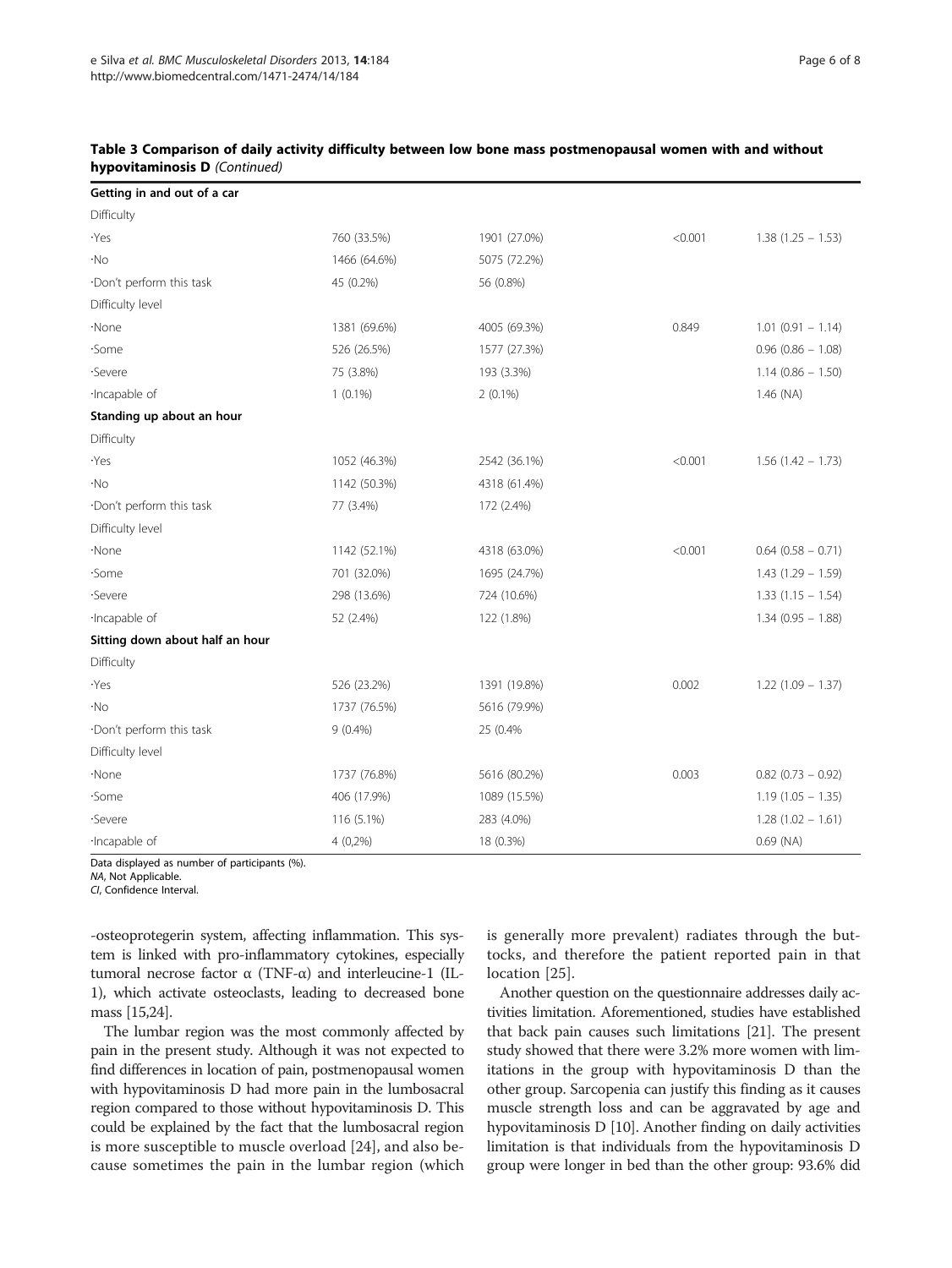**Table 3 Comparison of daily activity difficulty between low bone mass postmenopausal women with and without hypovitaminosis D** *(Continued)*

| | | | | |
|---|---|---|---|---|
| **Getting in and out of a car** | | | | |
| Difficulty | | | | |
| ·Yes | 760 (33.5%) | 1901 (27.0%) | <0.001 | 1.38 (1.25 – 1.53) |
| ·No | 1466 (64.6%) | 5075 (72.2%) | | |
| ·Don't perform this task | 45 (0.2%) | 56 (0.8%) | | |
| Difficulty level | | | | |
| ·None | 1381 (69.6%) | 4005 (69.3%) | 0.849 | 1.01 (0.91 – 1.14) |
| ·Some | 526 (26.5%) | 1577 (27.3%) | | 0.96 (0.86 – 1.08) |
| ·Severe | 75 (3.8%) | 193 (3.3%) | | 1.14 (0.86 – 1.50) |
| ·Incapable of | 1 (0.1%) | 2 (0.1%) | | 1.46 (NA) |
| **Standing up about an hour** | | | | |
| Difficulty | | | | |
| ·Yes | 1052 (46.3%) | 2542 (36.1%) | <0.001 | 1.56 (1.42 – 1.73) |
| ·No | 1142 (50.3%) | 4318 (61.4%) | | |
| ·Don't perform this task | 77 (3.4%) | 172 (2.4%) | | |
| Difficulty level | | | | |
| ·None | 1142 (52.1%) | 4318 (63.0%) | <0.001 | 0.64 (0.58 – 0.71) |
| ·Some | 701 (32.0%) | 1695 (24.7%) | | 1.43 (1.29 – 1.59) |
| ·Severe | 298 (13.6%) | 724 (10.6%) | | 1.33 (1.15 – 1.54) |
| ·Incapable of | 52 (2.4%) | 122 (1.8%) | | 1.34 (0.95 – 1.88) |
| **Sitting down about half an hour** | | | | |
| Difficulty | | | | |
| ·Yes | 526 (23.2%) | 1391 (19.8%) | 0.002 | 1.22 (1.09 – 1.37) |
| ·No | 1737 (76.5%) | 5616 (79.9%) | | |
| ·Don't perform this task | 9 (0.4%) | 25 (0.4% | | |
| Difficulty level | | | | |
| ·None | 1737 (76.8%) | 5616 (80.2%) | 0.003 | 0.82 (0.73 – 0.92) |
| ·Some | 406 (17.9%) | 1089 (15.5%) | | 1.19 (1.05 – 1.35) |
| ·Severe | 116 (5.1%) | 283 (4.0%) | | 1.28 (1.02 – 1.61) |
| ·Incapable of | 4 (0,2%) | 18 (0.3%) | | 0.69 (NA) |

Data displayed as number of participants (%).
*NA*, Not Applicable.
*CI*, Confidence Interval.

-osteoprotegerin system, affecting inflammation. This system is linked with pro-inflammatory cytokines, especially tumoral necrose factor α (TNF-α) and interleucine-1 (IL-1), which activate osteoclasts, leading to decreased bone mass [15,24].

The lumbar region was the most commonly affected by pain in the present study. Although it was not expected to find differences in location of pain, postmenopausal women with hypovitaminosis D had more pain in the lumbosacral region compared to those without hypovitaminosis D. This could be explained by the fact that the lumbosacral region is more susceptible to muscle overload [24], and also because sometimes the pain in the lumbar region (which is generally more prevalent) radiates through the buttocks, and therefore the patient reported pain in that location [25].

Another question on the questionnaire addresses daily activities limitation. Aforementioned, studies have established that back pain causes such limitations [21]. The present study showed that there were 3.2% more women with limitations in the group with hypovitaminosis D than the other group. Sarcopenia can justify this finding as it causes muscle strength loss and can be aggravated by age and hypovitaminosis D [10]. Another finding on daily activities limitation is that individuals from the hypovitaminosis D group were longer in bed than the other group: 93.6% did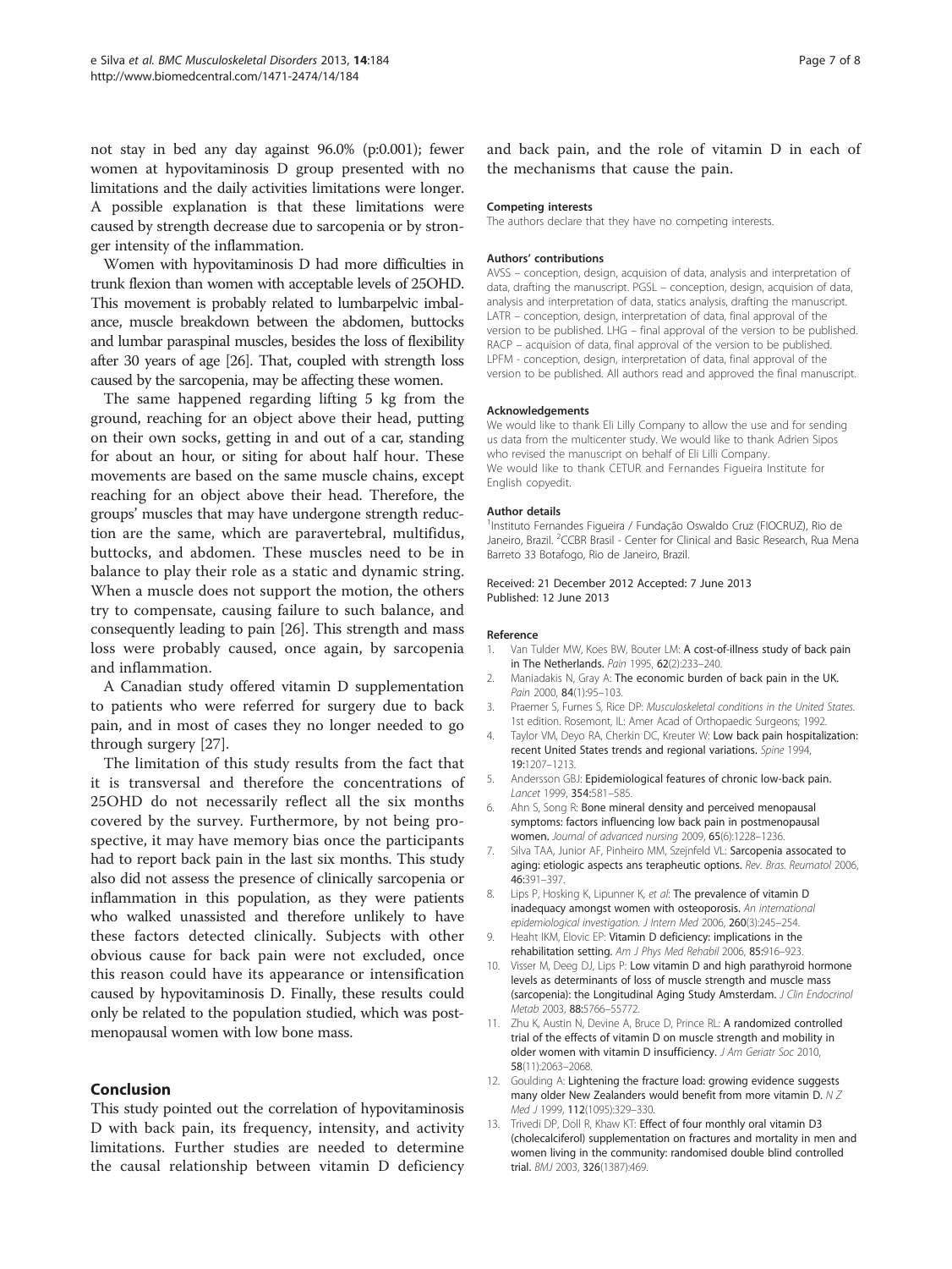not stay in bed any day against 96.0% (p:0.001); fewer women at hypovitaminosis D group presented with no limitations and the daily activities limitations were longer. A possible explanation is that these limitations were caused by strength decrease due to sarcopenia or by stronger intensity of the inflammation.

Women with hypovitaminosis D had more difficulties in trunk flexion than women with acceptable levels of 25OHD. This movement is probably related to lumbarpelvic imbalance, muscle breakdown between the abdomen, buttocks and lumbar paraspinal muscles, besides the loss of flexibility after 30 years of age [26]. That, coupled with strength loss caused by the sarcopenia, may be affecting these women.

The same happened regarding lifting 5 kg from the ground, reaching for an object above their head, putting on their own socks, getting in and out of a car, standing for about an hour, or siting for about half hour. These movements are based on the same muscle chains, except reaching for an object above their head. Therefore, the groups' muscles that may have undergone strength reduction are the same, which are paravertebral, multifidus, buttocks, and abdomen. These muscles need to be in balance to play their role as a static and dynamic string. When a muscle does not support the motion, the others try to compensate, causing failure to such balance, and consequently leading to pain [26]. This strength and mass loss were probably caused, once again, by sarcopenia and inflammation.

A Canadian study offered vitamin D supplementation to patients who were referred for surgery due to back pain, and in most of cases they no longer needed to go through surgery [27].

The limitation of this study results from the fact that it is transversal and therefore the concentrations of 25OHD do not necessarily reflect all the six months covered by the survey. Furthermore, by not being prospective, it may have memory bias once the participants had to report back pain in the last six months. This study also did not assess the presence of clinically sarcopenia or inflammation in this population, as they were patients who walked unassisted and therefore unlikely to have these factors detected clinically. Subjects with other obvious cause for back pain were not excluded, once this reason could have its appearance or intensification caused by hypovitaminosis D. Finally, these results could only be related to the population studied, which was postmenopausal women with low bone mass.

## Conclusion

This study pointed out the correlation of hypovitaminosis D with back pain, its frequency, intensity, and activity limitations. Further studies are needed to determine the causal relationship between vitamin D deficiency and back pain, and the role of vitamin D in each of the mechanisms that cause the pain.

#### Competing interests

The authors declare that they have no competing interests.

#### Authors' contributions

AVSS – conception, design, acquision of data, analysis and interpretation of data, drafting the manuscript. PGSL – conception, design, acquision of data, analysis and interpretation of data, statics analysis, drafting the manuscript. LATR – conception, design, interpretation of data, final approval of the version to be published. LHG – final approval of the version to be published. RACP – acquision of data, final approval of the version to be published. LPFM - conception, design, interpretation of data, final approval of the version to be published. All authors read and approved the final manuscript.

#### Acknowledgements

We would like to thank Eli Lilly Company to allow the use and for sending us data from the multicenter study. We would like to thank Adrien Sipos who revised the manuscript on behalf of Eli Lilli Company.
We would like to thank CETUR and Fernandes Figueira Institute for English copyedit.

#### Author details

[1]Instituto Fernandes Figueira / Fundação Oswaldo Cruz (FIOCRUZ), Rio de Janeiro, Brazil. [2]CCBR Brasil - Center for Clinical and Basic Research, Rua Mena Barreto 33 Botafogo, Rio de Janeiro, Brazil.

Received: 21 December 2012 Accepted: 7 June 2013
Published: 12 June 2013

#### Reference

1. Van Tulder MW, Koes BW, Bouter LM: **A cost-of-illness study of back pain in The Netherlands.** *Pain* 1995, **62**(2):233–240.
2. Maniadakis N, Gray A: **The economic burden of back pain in the UK.** *Pain* 2000, **84**(1):95–103.
3. Praemer S, Furnes S, Rice DP: *Musculoskeletal conditions in the United States.* 1st edition. Rosemont, IL: Amer Acad of Orthopaedic Surgeons; 1992.
4. Taylor VM, Deyo RA, Cherkin DC, Kreuter W: **Low back pain hospitalization: recent United States trends and regional variations.** *Spine* 1994, 19:1207–1213.
5. Andersson GBJ: **Epidemiological features of chronic low-back pain.** *Lancet* 1999, **354:**581–585.
6. Ahn S, Song R: **Bone mineral density and perceived menopausal symptoms: factors influencing low back pain in postmenopausal women.** *Journal of advanced nursing* 2009, **65**(6):1228–1236.
7. Silva TAA, Junior AF, Pinheiro MM, Szejnfeld VL: **Sarcopenia assocated to aging: etiologic aspects ans terapheutic options.** *Rev. Bras. Reumatol* 2006, **46:**391–397.
8. Lips P, Hosking K, Lipunner K, *et al*: **The prevalence of vitamin D inadequacy amongst women with osteoporosis.** *An international epidemiological investigation. J Intern Med* 2006, **260**(3):245–254.
9. Heaht IKM, Elovic EP: **Vitamin D deficiency: implications in the rehabilitation setting.** *Am J Phys Med Rehabil* 2006, **85:**916–923.
10. Visser M, Deeg DJ, Lips P: **Low vitamin D and high parathyroid hormone levels as determinants of loss of muscle strength and muscle mass (sarcopenia): the Longitudinal Aging Study Amsterdam.** *J Clin Endocrinol Metab* 2003, **88:**5766–55772.
11. Zhu K, Austin N, Devine A, Bruce D, Prince RL: **A randomized controlled trial of the effects of vitamin D on muscle strength and mobility in older women with vitamin D insufficiency.** *J Am Geriatr Soc* 2010, **58**(11):2063–2068.
12. Goulding A: **Lightening the fracture load: growing evidence suggests many older New Zealanders would benefit from more vitamin D.** *N Z Med J* 1999, **112**(1095):329–330.
13. Trivedi DP, Doll R, Khaw KT: **Effect of four monthly oral vitamin D3 (cholecalciferol) supplementation on fractures and mortality in men and women living in the community: randomised double blind controlled trial.** *BMJ* 2003, **326**(1387):469.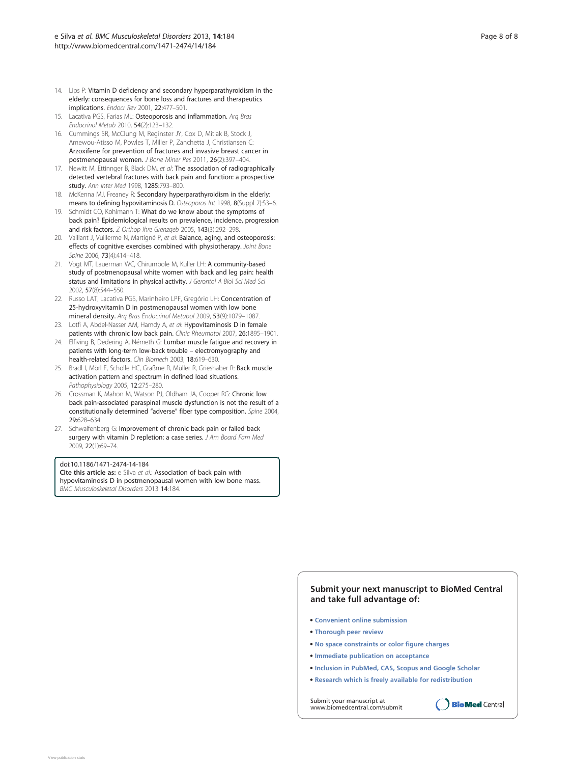14. Lips P: **Vitamin D deficiency and secondary hyperparathyroidism in the elderly: consequences for bone loss and fractures and therapeutics implications.** *Endocr Rev* 2001, **22:**477–501.
15. Lacativa PGS, Farias ML: **Osteoporosis and inflammation.** *Arq Bras Endocrinol Metab* 2010, **54**(2):123–132.
16. Cummings SR, McClung M, Reginster JY, Cox D, Mitlak B, Stock J, Amewou-Atisso M, Powles T, Miller P, Zanchetta J, Christiansen C: **Arzoxifene for prevention of fractures and invasive breast cancer in postmenopausal women.** *J Bone Miner Res* 2011, **26**(2):397–404.
17. Newitt M, Ettinnger B, Black DM, *et al*: **The association of radiographically detected vertebral fractures with back pain and function: a prospective study.** *Ann Inter Med* 1998, **1285:**793–800.
18. McKenna MJ, Freaney R: **Secondary hyperparathyroidism in the elderly: means to defining hypovitaminosis D.** *Osteoporos Int* 1998, **8**(Suppl 2):S3–6.
19. Schmidt CO, Kohlmann T: **What do we know about the symptoms of back pain? Epidemiological results on prevalence, incidence, progression and risk factors.** *Z Orthop Ihre Grenzgeb* 2005, **143**(3):292–298.
20. Vaillant J, Vuillerme N, Martigné P, *et al*: **Balance, aging, and osteoporosis: effects of cognitive exercises combined with physiotherapy.** *Joint Bone Spine* 2006, **73**(4):414–418.
21. Vogt MT, Lauerman WC, Chirumbole M, Kuller LH: **A community-based study of postmenopausal white women with back and leg pain: health status and limitations in physical activity.** *J Gerontol A Biol Sci Med Sci* 2002, **57**(8):544–550.
22. Russo LAT, Lacativa PGS, Marinheiro LPF, Gregório LH: **Concentration of 25-hydroxyvitamin D in postmenopausal women with low bone mineral density.** *Arq Bras Endocrinol Metabol* 2009, **53**(9):1079–1087.
23. Lotfi A, Abdel-Nasser AM, Hamdy A, *et al*: **Hypovitaminosis D in female patients with chronic low back pain.** *Clinic Rheumatol* 2007, **26:**1895–1901.
24. Elfiving B, Dedering A, Németh G: **Lumbar muscle fatigue and recovery in patients with long-term low-back trouble – electromyography and health-related factors.** *Clin Biomech* 2003, **18:**619–630.
25. Bradl I, Mörl F, Scholle HC, Graßme R, Müller R, Grieshaber R: **Back muscle activation pattern and spectrum in defined load situations.** *Pathophysiology* 2005, **12:**275–280.
26. Crossman K, Mahon M, Watson PJ, Oldham JA, Cooper RG: **Chronic low back pain-associated paraspinal muscle dysfunction is not the result of a constitutionally determined "adverse" fiber type composition.** *Spine* 2004, **29:**628–634.
27. Schwalfenberg G: **Improvement of chronic back pain or failed back surgery with vitamin D repletion: a case series.** *J Am Board Fam Med* 2009, **22**(1):69–74.

doi:10.1186/1471-2474-14-184
**Cite this article as:** e Silva *et al.*: Association of back pain with hypovitaminosis D in postmenopausal women with low bone mass. *BMC Musculoskeletal Disorders* 2013 **14**:184.

**Submit your next manuscript to BioMed Central and take full advantage of:**

- **Convenient online submission**
- **Thorough peer review**
- **No space constraints or color figure charges**
- **Immediate publication on acceptance**
- **Inclusion in PubMed, CAS, Scopus and Google Scholar**
- **Research which is freely available for redistribution**

Submit your manuscript at
www.biomedcentral.com/submit